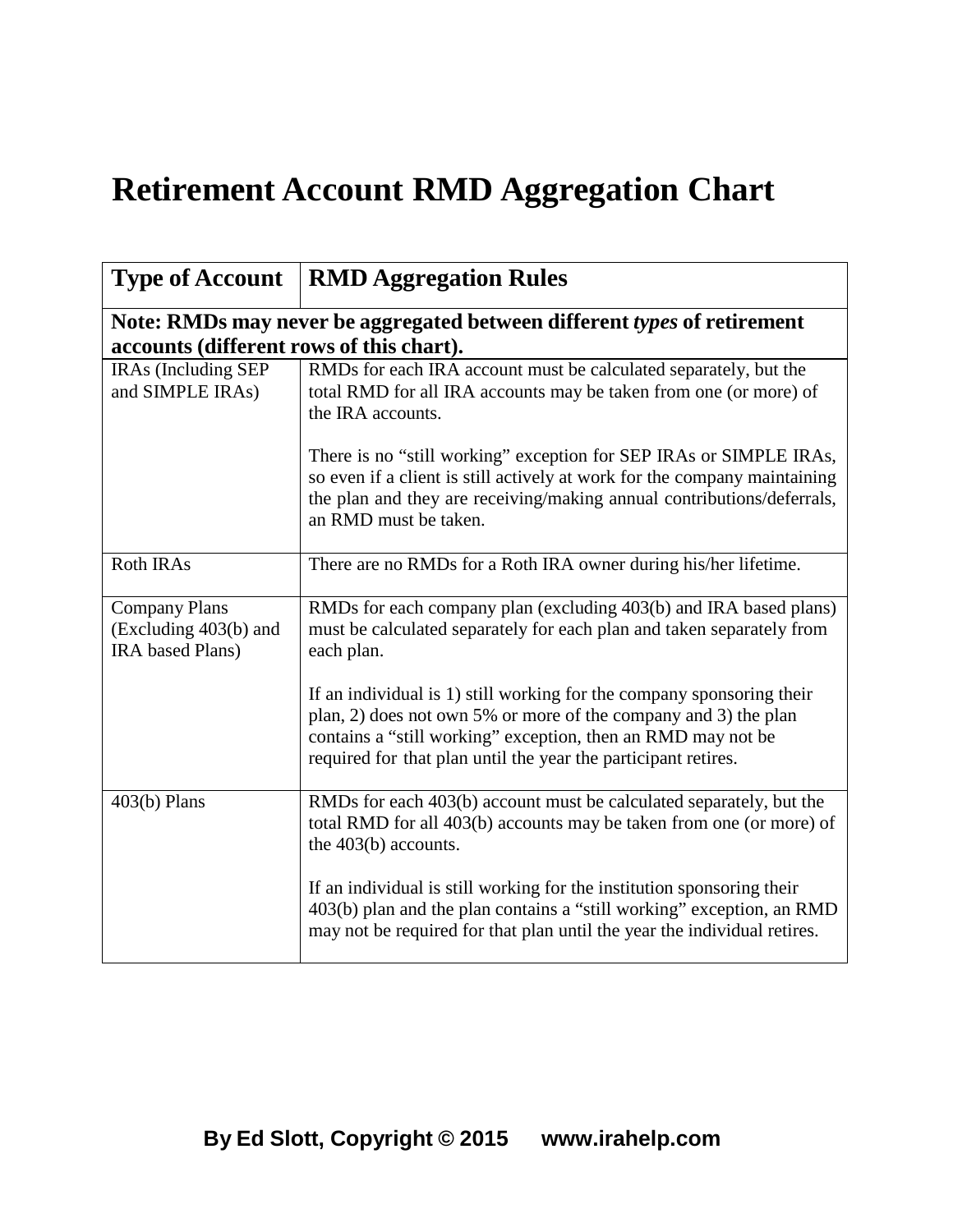# Retirement Account RMD Aggregation Chart

| Type of Account | RMD Aggregation Rules |
|---|---|
| **Note: RMDs may never be aggregated between different *types* of retirement accounts (different rows of this chart).** | |
| IRAs (Including SEP and SIMPLE IRAs) | RMDs for each IRA account must be calculated separately, but the total RMD for all IRA accounts may be taken from one (or more) of the IRA accounts.<br><br>There is no "still working" exception for SEP IRAs or SIMPLE IRAs, so even if a client is still actively at work for the company maintaining the plan and they are receiving/making annual contributions/deferrals, an RMD must be taken. |
| Roth IRAs | There are no RMDs for a Roth IRA owner during his/her lifetime. |
| Company Plans (Excluding 403(b) and IRA based Plans) | RMDs for each company plan (excluding 403(b) and IRA based plans) must be calculated separately for each plan and taken separately from each plan.<br><br>If an individual is 1) still working for the company sponsoring their plan, 2) does not own 5% or more of the company and 3) the plan contains a "still working" exception, then an RMD may not be required for that plan until the year the participant retires. |
| 403(b) Plans | RMDs for each 403(b) account must be calculated separately, but the total RMD for all 403(b) accounts may be taken from one (or more) of the 403(b) accounts.<br><br>If an individual is still working for the institution sponsoring their 403(b) plan and the plan contains a "still working" exception, an RMD may not be required for that plan until the year the individual retires. |

**By Ed Slott, Copyright © 2015 www.irahelp.com**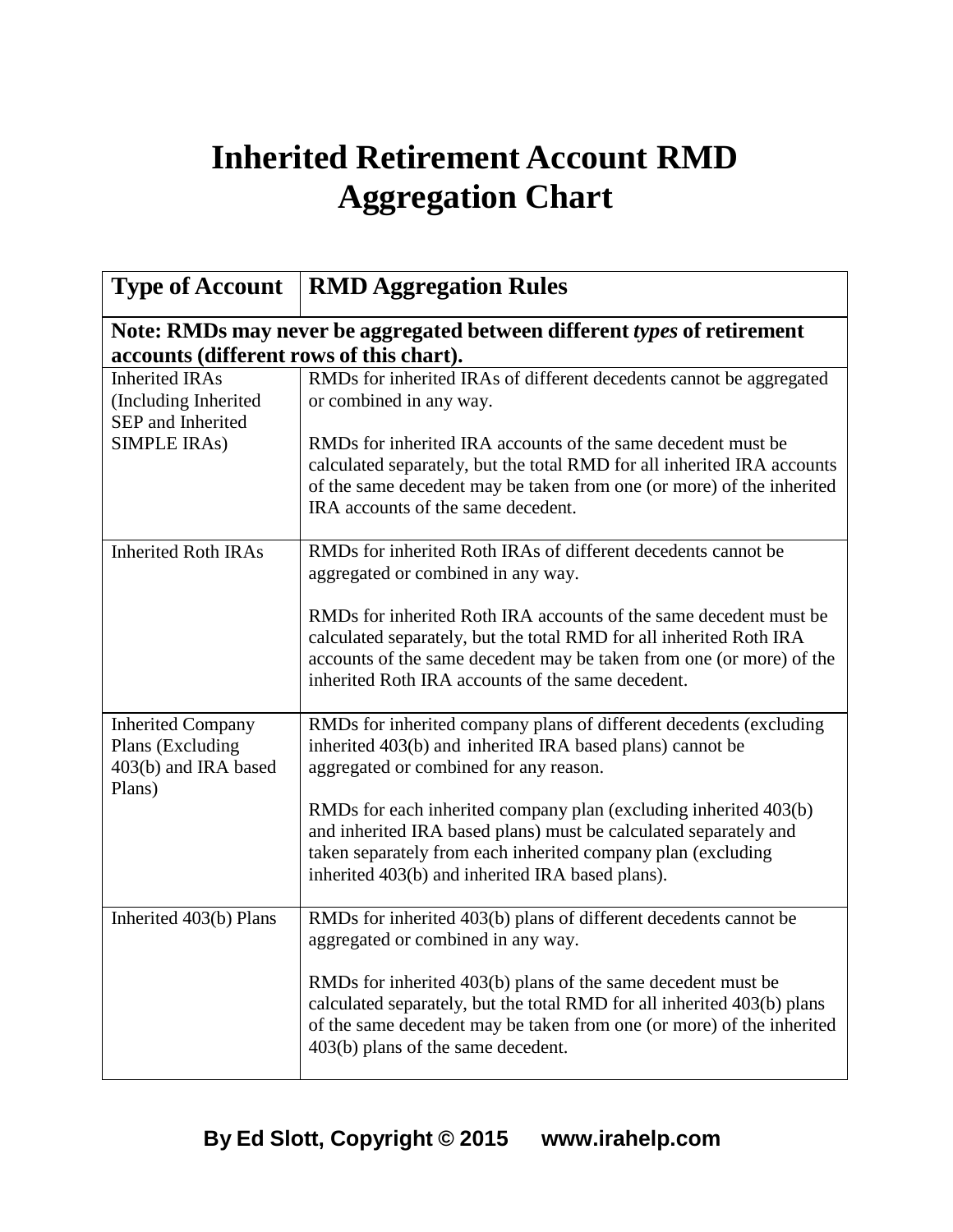# Inherited Retirement Account RMD Aggregation Chart

| Type of Account | RMD Aggregation Rules |
| --- | --- |
| **Note: RMDs may never be aggregated between different *types* of retirement accounts (different rows of this chart).** | |
| Inherited IRAs (Including Inherited SEP and Inherited SIMPLE IRAs) | RMDs for inherited IRAs of different decedents cannot be aggregated or combined in any way.<br><br>RMDs for inherited IRA accounts of the same decedent must be calculated separately, but the total RMD for all inherited IRA accounts of the same decedent may be taken from one (or more) of the inherited IRA accounts of the same decedent. |
| Inherited Roth IRAs | RMDs for inherited Roth IRAs of different decedents cannot be aggregated or combined in any way.<br><br>RMDs for inherited Roth IRA accounts of the same decedent must be calculated separately, but the total RMD for all inherited Roth IRA accounts of the same decedent may be taken from one (or more) of the inherited Roth IRA accounts of the same decedent. |
| Inherited Company Plans (Excluding 403(b) and IRA based Plans) | RMDs for inherited company plans of different decedents (excluding inherited 403(b) and inherited IRA based plans) cannot be aggregated or combined for any reason.<br><br>RMDs for each inherited company plan (excluding inherited 403(b) and inherited IRA based plans) must be calculated separately and taken separately from each inherited company plan (excluding inherited 403(b) and inherited IRA based plans). |
| Inherited 403(b) Plans | RMDs for inherited 403(b) plans of different decedents cannot be aggregated or combined in any way.<br><br>RMDs for inherited 403(b) plans of the same decedent must be calculated separately, but the total RMD for all inherited 403(b) plans of the same decedent may be taken from one (or more) of the inherited 403(b) plans of the same decedent. |

**By Ed Slott, Copyright © 2015 www.irahelp.com**